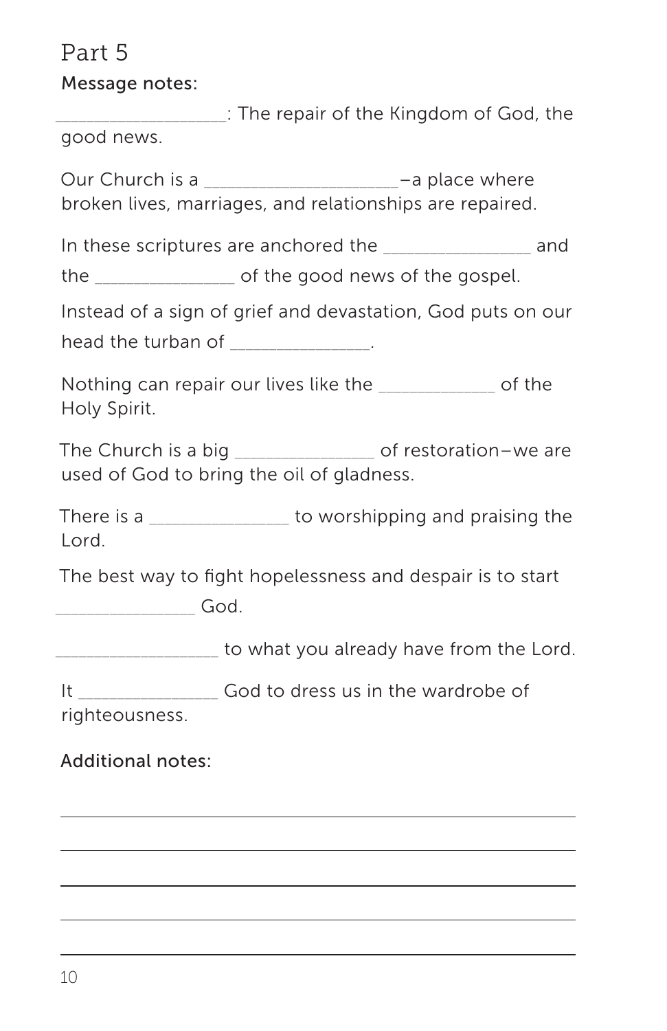## Part 5

**Message notes:**

__________________: The repair of the Kingdom of God, the good news.

Our Church is a _____________________–a place where broken lives, marriages, and relationships are repaired.

In these scriptures are anchored the ________________ and the _______________ of the good news of the gospel.

Instead of a sign of grief and devastation, God puts on our head the turban of _______________.

Nothing can repair our lives like the _____________ of the Holy Spirit.

The Church is a big _______________ of restoration–we are used of God to bring the oil of gladness.

There is a _______________ to worshipping and praising the Lord.

The best way to fight hopelessness and despair is to start _______________ God.

__________________ to what you already have from the Lord.

It _______________ God to dress us in the wardrobe of righteousness.

**Additional notes:**

______________________________________________

______________________________________________

______________________________________________

______________________________________________

______________________________________________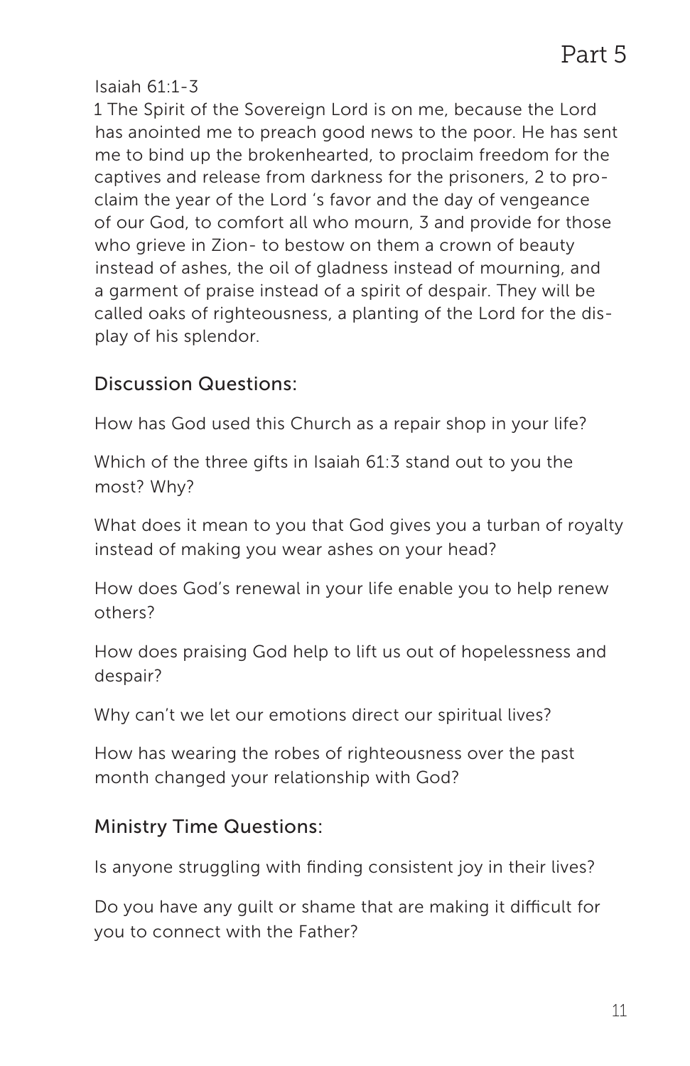# Part 5

Isaiah 61:1-3

1 The Spirit of the Sovereign Lord is on me, because the Lord has anointed me to preach good news to the poor. He has sent me to bind up the brokenhearted, to proclaim freedom for the captives and release from darkness for the prisoners, 2 to proclaim the year of the Lord 's favor and the day of vengeance of our God, to comfort all who mourn, 3 and provide for those who grieve in Zion- to bestow on them a crown of beauty instead of ashes, the oil of gladness instead of mourning, and a garment of praise instead of a spirit of despair. They will be called oaks of righteousness, a planting of the Lord for the display of his splendor.

## Discussion Questions:

How has God used this Church as a repair shop in your life?

Which of the three gifts in Isaiah 61:3 stand out to you the most? Why?

What does it mean to you that God gives you a turban of royalty instead of making you wear ashes on your head?

How does God's renewal in your life enable you to help renew others?

How does praising God help to lift us out of hopelessness and despair?

Why can't we let our emotions direct our spiritual lives?

How has wearing the robes of righteousness over the past month changed your relationship with God?

## Ministry Time Questions:

Is anyone struggling with finding consistent joy in their lives?

Do you have any guilt or shame that are making it difficult for you to connect with the Father?